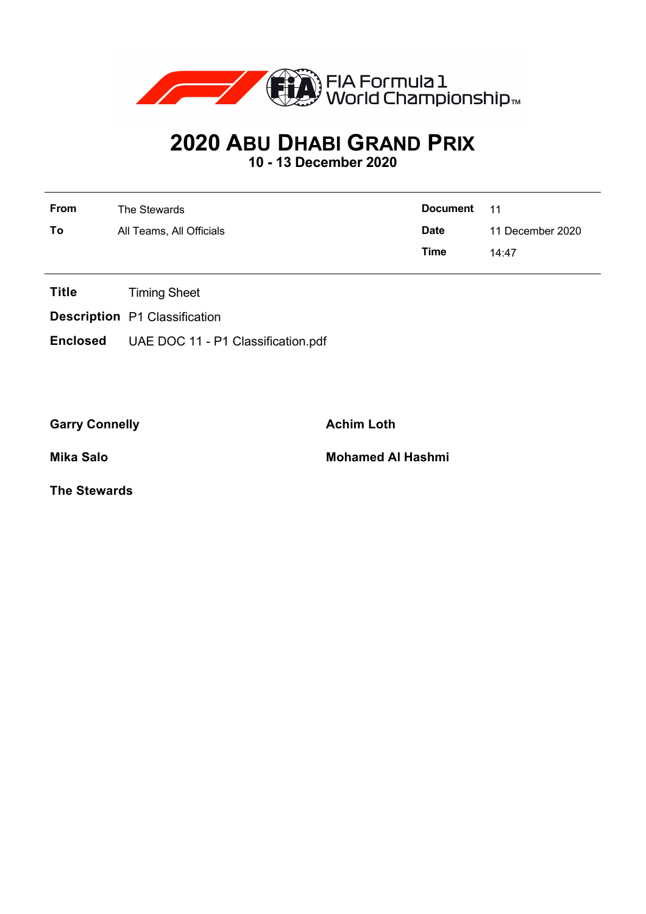FIA Formula 1 World Championship™

# 2020 ABU DHABI GRAND PRIX

## 10 - 13 December 2020

| | | | |
|---|---|---|---|
| **From** | The Stewards | **Document** | 11 |
| **To** | All Teams, All Officials | **Date** | 11 December 2020 |
| | | **Time** | 14:47 |

**Title** Timing Sheet

**Description** P1 Classification

**Enclosed** UAE DOC 11 - P1 Classification.pdf

**Garry Connelly**

**Achim Loth**

**Mika Salo**

**Mohamed Al Hashmi**

**The Stewards**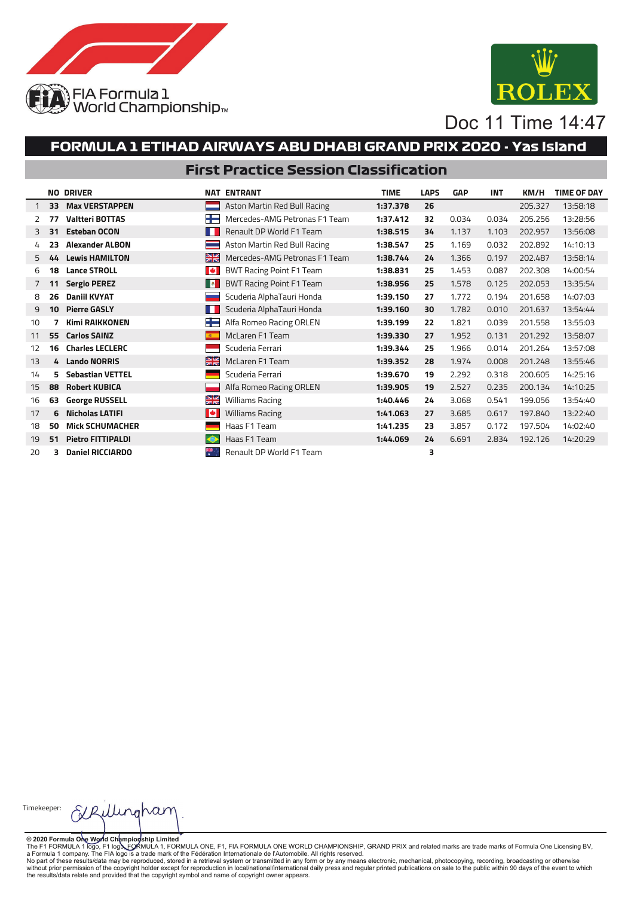FIA Formula 1 World Championship

Doc 11 Time 14:47

# FORMULA 1 ETIHAD AIRWAYS ABU DHABI GRAND PRIX 2020 - Yas Island

## First Practice Session Classification

| | NO | DRIVER | NAT | ENTRANT | TIME | LAPS | GAP | INT | KM/H | TIME OF DAY |
|---|---|---|---|---|---|---|---|---|---|---|
| 1 | 33 | **Max VERSTAPPEN** | | Aston Martin Red Bull Racing | **1:37.378** | **26** | | | 205.327 | 13:58:18 |
| 2 | 77 | **Valtteri BOTTAS** | | Mercedes-AMG Petronas F1 Team | **1:37.412** | **32** | 0.034 | 0.034 | 205.256 | 13:28:56 |
| 3 | 31 | **Esteban OCON** | | Renault DP World F1 Team | **1:38.515** | **34** | 1.137 | 1.103 | 202.957 | 13:56:08 |
| 4 | 23 | **Alexander ALBON** | | Aston Martin Red Bull Racing | **1:38.547** | **25** | 1.169 | 0.032 | 202.892 | 14:10:13 |
| 5 | 44 | **Lewis HAMILTON** | | Mercedes-AMG Petronas F1 Team | **1:38.744** | **24** | 1.366 | 0.197 | 202.487 | 13:58:14 |
| 6 | 18 | **Lance STROLL** | | BWT Racing Point F1 Team | **1:38.831** | **25** | 1.453 | 0.087 | 202.308 | 14:00:54 |
| 7 | 11 | **Sergio PEREZ** | | BWT Racing Point F1 Team | **1:38.956** | **25** | 1.578 | 0.125 | 202.053 | 13:35:54 |
| 8 | 26 | **Daniil KVYAT** | | Scuderia AlphaTauri Honda | **1:39.150** | **27** | 1.772 | 0.194 | 201.658 | 14:07:03 |
| 9 | 10 | **Pierre GASLY** | | Scuderia AlphaTauri Honda | **1:39.160** | **30** | 1.782 | 0.010 | 201.637 | 13:54:44 |
| 10 | 7 | **Kimi RAIKKONEN** | | Alfa Romeo Racing ORLEN | **1:39.199** | **22** | 1.821 | 0.039 | 201.558 | 13:55:03 |
| 11 | 55 | **Carlos SAINZ** | | McLaren F1 Team | **1:39.330** | **27** | 1.952 | 0.131 | 201.292 | 13:58:07 |
| 12 | 16 | **Charles LECLERC** | | Scuderia Ferrari | **1:39.344** | **25** | 1.966 | 0.014 | 201.264 | 13:57:08 |
| 13 | 4 | **Lando NORRIS** | | McLaren F1 Team | **1:39.352** | **28** | 1.974 | 0.008 | 201.248 | 13:55:46 |
| 14 | 5 | **Sebastian VETTEL** | | Scuderia Ferrari | **1:39.670** | **19** | 2.292 | 0.318 | 200.605 | 14:25:16 |
| 15 | 88 | **Robert KUBICA** | | Alfa Romeo Racing ORLEN | **1:39.905** | **19** | 2.527 | 0.235 | 200.134 | 14:10:25 |
| 16 | 63 | **George RUSSELL** | | Williams Racing | **1:40.446** | **24** | 3.068 | 0.541 | 199.056 | 13:54:40 |
| 17 | 6 | **Nicholas LATIFI** | | Williams Racing | **1:41.063** | **27** | 3.685 | 0.617 | 197.840 | 13:22:40 |
| 18 | 50 | **Mick SCHUMACHER** | | Haas F1 Team | **1:41.235** | **23** | 3.857 | 0.172 | 197.504 | 14:02:40 |
| 19 | 51 | **Pietro FITTIPALDI** | | Haas F1 Team | **1:44.069** | **24** | 6.691 | 2.834 | 192.126 | 14:20:29 |
| 20 | 3 | **Daniel RICCIARDO** | | Renault DP World F1 Team | | **3** | | | | |

Timekeeper:

**© 2020 Formula One World Championship Limited**
The F1 FORMULA 1 logo, F1 logo, FORMULA 1, FORMULA ONE, F1, FIA FORMULA ONE WORLD CHAMPIONSHIP, GRAND PRIX and related marks are trade marks of Formula One Licensing BV, a Formula 1 company. The FIA logo is a trade mark of the Fédération Internationale de l'Automobile. All rights reserved.
No part of these results/data may be reproduced, stored in a retrieval system or transmitted in any form or by any means electronic, mechanical, photocopying, recording, broadcasting or otherwise without prior permission of the copyright holder except for reproduction in local/national/international daily press and regular printed publications on sale to the public within 90 days of the event to which the results/data relate and provided that the copyright symbol and name of copyright owner appears.